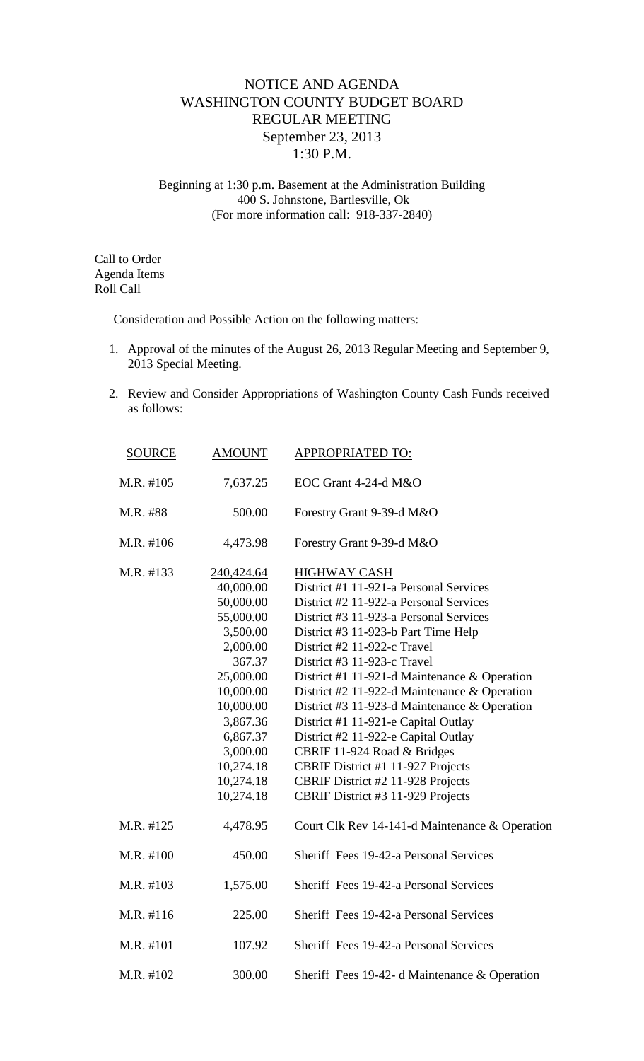# NOTICE AND AGENDA
# WASHINGTON COUNTY BUDGET BOARD
# REGULAR MEETING
## September 23, 2013
## 1:30 P.M.

Beginning at 1:30 p.m. Basement at the Administration Building
400 S. Johnstone, Bartlesville, Ok
(For more information call: 918-337-2840)

Call to Order
Agenda Items
Roll Call

Consideration and Possible Action on the following matters:

1. Approval of the minutes of the August 26, 2013 Regular Meeting and September 9, 2013 Special Meeting.

2. Review and Consider Appropriations of Washington County Cash Funds received as follows:

| SOURCE | AMOUNT | APPROPRIATED TO: |
|---|---|---|
| M.R. #105 | 7,637.25 | EOC Grant 4-24-d M&O |
| M.R. #88 | 500.00 | Forestry Grant 9-39-d M&O |
| M.R. #106 | 4,473.98 | Forestry Grant 9-39-d M&O |
| M.R. #133 | 240,424.64 | HIGHWAY CASH |
| | 40,000.00 | District #1 11-921-a Personal Services |
| | 50,000.00 | District #2 11-922-a Personal Services |
| | 55,000.00 | District #3 11-923-a Personal Services |
| | 3,500.00 | District #3 11-923-b Part Time Help |
| | 2,000.00 | District #2 11-922-c Travel |
| | 367.37 | District #3 11-923-c Travel |
| | 25,000.00 | District #1 11-921-d Maintenance & Operation |
| | 10,000.00 | District #2 11-922-d Maintenance & Operation |
| | 10,000.00 | District #3 11-923-d Maintenance & Operation |
| | 3,867.36 | District #1 11-921-e Capital Outlay |
| | 6,867.37 | District #2 11-922-e Capital Outlay |
| | 3,000.00 | CBRIF 11-924 Road & Bridges |
| | 10,274.18 | CBRIF District #1 11-927 Projects |
| | 10,274.18 | CBRIF District #2 11-928 Projects |
| | 10,274.18 | CBRIF District #3 11-929 Projects |
| M.R. #125 | 4,478.95 | Court Clk Rev 14-141-d Maintenance & Operation |
| M.R. #100 | 450.00 | Sheriff Fees 19-42-a Personal Services |
| M.R. #103 | 1,575.00 | Sheriff Fees 19-42-a Personal Services |
| M.R. #116 | 225.00 | Sheriff Fees 19-42-a Personal Services |
| M.R. #101 | 107.92 | Sheriff Fees 19-42-a Personal Services |
| M.R. #102 | 300.00 | Sheriff Fees 19-42- d Maintenance & Operation |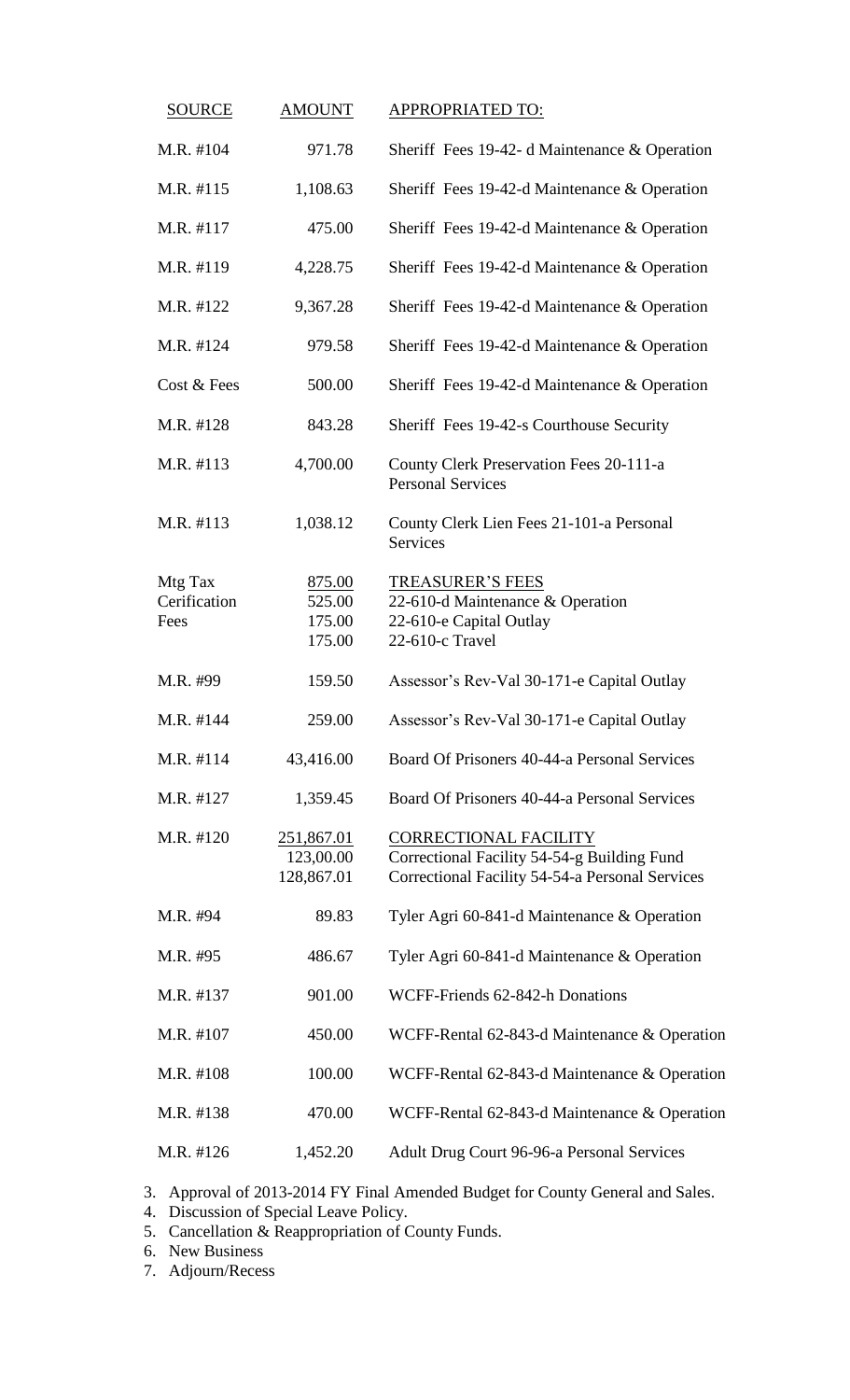| SOURCE | AMOUNT | APPROPRIATED TO: |
|---|---|---|
| M.R. #104 | 971.78 | Sheriff Fees 19-42- d Maintenance & Operation |
| M.R. #115 | 1,108.63 | Sheriff Fees 19-42-d Maintenance & Operation |
| M.R. #117 | 475.00 | Sheriff Fees 19-42-d Maintenance & Operation |
| M.R. #119 | 4,228.75 | Sheriff Fees 19-42-d Maintenance & Operation |
| M.R. #122 | 9,367.28 | Sheriff Fees 19-42-d Maintenance & Operation |
| M.R. #124 | 979.58 | Sheriff Fees 19-42-d Maintenance & Operation |
| Cost & Fees | 500.00 | Sheriff Fees 19-42-d Maintenance & Operation |
| M.R. #128 | 843.28 | Sheriff Fees 19-42-s Courthouse Security |
| M.R. #113 | 4,700.00 | County Clerk Preservation Fees 20-111-a Personal Services |
| M.R. #113 | 1,038.12 | County Clerk Lien Fees 21-101-a Personal Services |
| Mtg Tax | 875.00 | TREASURER'S FEES |
| Cerification | 525.00 | 22-610-d Maintenance & Operation |
| Fees | 175.00 | 22-610-e Capital Outlay |
| | 175.00 | 22-610-c Travel |
| M.R. #99 | 159.50 | Assessor's Rev-Val 30-171-e Capital Outlay |
| M.R. #144 | 259.00 | Assessor's Rev-Val 30-171-e Capital Outlay |
| M.R. #114 | 43,416.00 | Board Of Prisoners 40-44-a Personal Services |
| M.R. #127 | 1,359.45 | Board Of Prisoners 40-44-a Personal Services |
| M.R. #120 | 251,867.01 | CORRECTIONAL FACILITY |
| | 123,00.00 | Correctional Facility 54-54-g Building Fund |
| | 128,867.01 | Correctional Facility 54-54-a Personal Services |
| M.R. #94 | 89.83 | Tyler Agri 60-841-d Maintenance & Operation |
| M.R. #95 | 486.67 | Tyler Agri 60-841-d Maintenance & Operation |
| M.R. #137 | 901.00 | WCFF-Friends 62-842-h Donations |
| M.R. #107 | 450.00 | WCFF-Rental 62-843-d Maintenance & Operation |
| M.R. #108 | 100.00 | WCFF-Rental 62-843-d Maintenance & Operation |
| M.R. #138 | 470.00 | WCFF-Rental 62-843-d Maintenance & Operation |
| M.R. #126 | 1,452.20 | Adult Drug Court 96-96-a Personal Services |

3. Approval of 2013-2014 FY Final Amended Budget for County General and Sales.
4. Discussion of Special Leave Policy.
5. Cancellation & Reappropriation of County Funds.
6. New Business
7. Adjourn/Recess